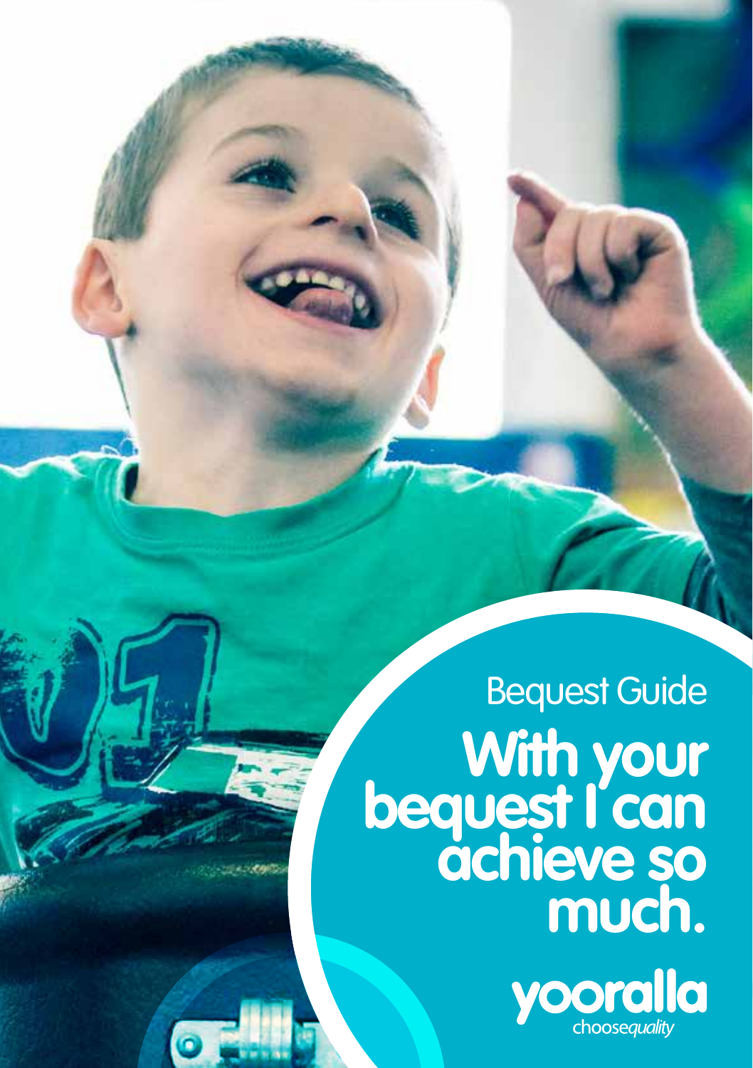Bequest Guide

# With your bequest I can achieve so much.

yooralla

choose*quality*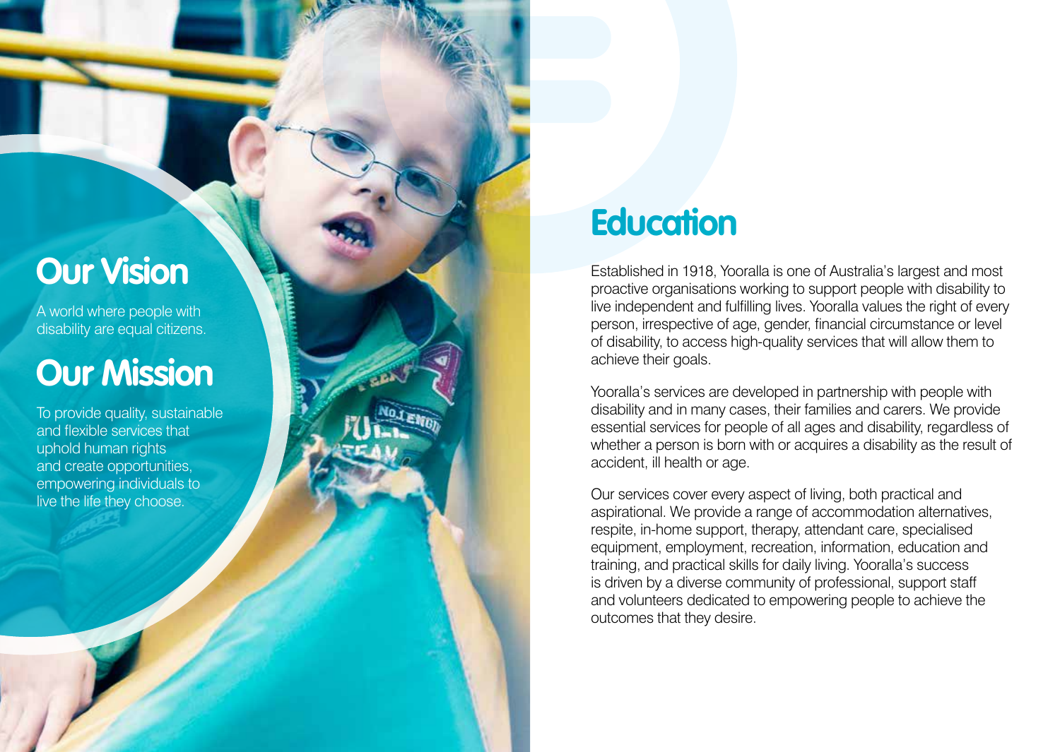## Our Vision

A world where people with disability are equal citizens.

## Our Mission

To provide quality, sustainable and flexible services that uphold human rights and create opportunities, empowering individuals to live the life they choose.

# Education

Established in 1918, Yooralla is one of Australia's largest and most proactive organisations working to support people with disability to live independent and fulfilling lives. Yooralla values the right of every person, irrespective of age, gender, financial circumstance or level of disability, to access high-quality services that will allow them to achieve their goals.

Yooralla's services are developed in partnership with people with disability and in many cases, their families and carers. We provide essential services for people of all ages and disability, regardless of whether a person is born with or acquires a disability as the result of accident, ill health or age.

Our services cover every aspect of living, both practical and aspirational. We provide a range of accommodation alternatives, respite, in-home support, therapy, attendant care, specialised equipment, employment, recreation, information, education and training, and practical skills for daily living. Yooralla's success is driven by a diverse community of professional, support staff and volunteers dedicated to empowering people to achieve the outcomes that they desire.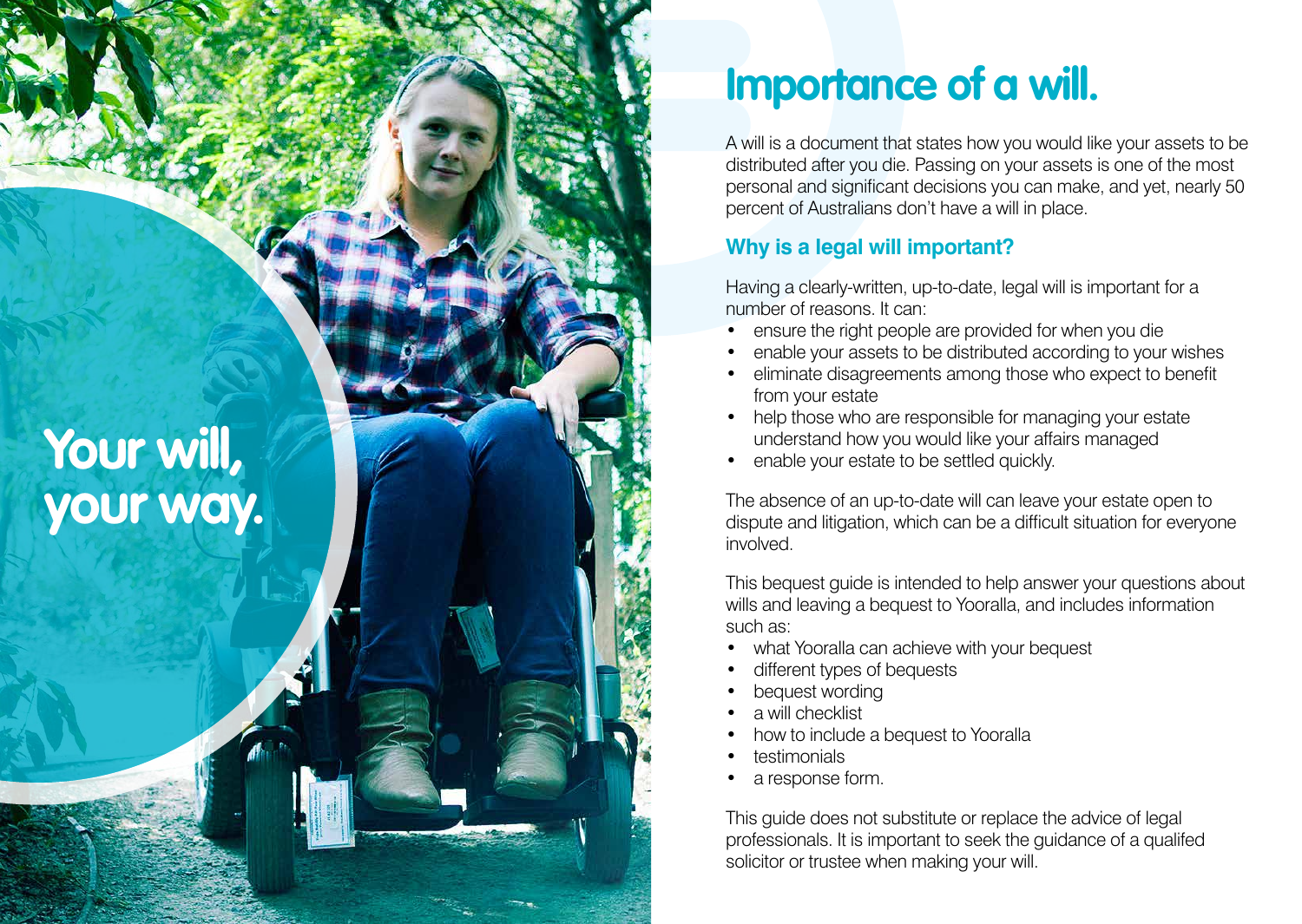# Your will, your way.

# Importance of a will.

A will is a document that states how you would like your assets to be distributed after you die. Passing on your assets is one of the most personal and significant decisions you can make, and yet, nearly 50 percent of Australians don't have a will in place.

### Why is a legal will important?

Having a clearly-written, up-to-date, legal will is important for a number of reasons. It can:

- ensure the right people are provided for when you die
- enable your assets to be distributed according to your wishes
- eliminate disagreements among those who expect to benefit from your estate
- help those who are responsible for managing your estate understand how you would like your affairs managed
- enable your estate to be settled quickly.

The absence of an up-to-date will can leave your estate open to dispute and litigation, which can be a difficult situation for everyone involved.

This bequest guide is intended to help answer your questions about wills and leaving a bequest to Yooralla, and includes information such as:

- what Yooralla can achieve with your bequest
- different types of bequests
- bequest wording
- a will checklist
- how to include a bequest to Yooralla
- testimonials
- a response form.

This guide does not substitute or replace the advice of legal professionals. It is important to seek the guidance of a qualifed solicitor or trustee when making your will.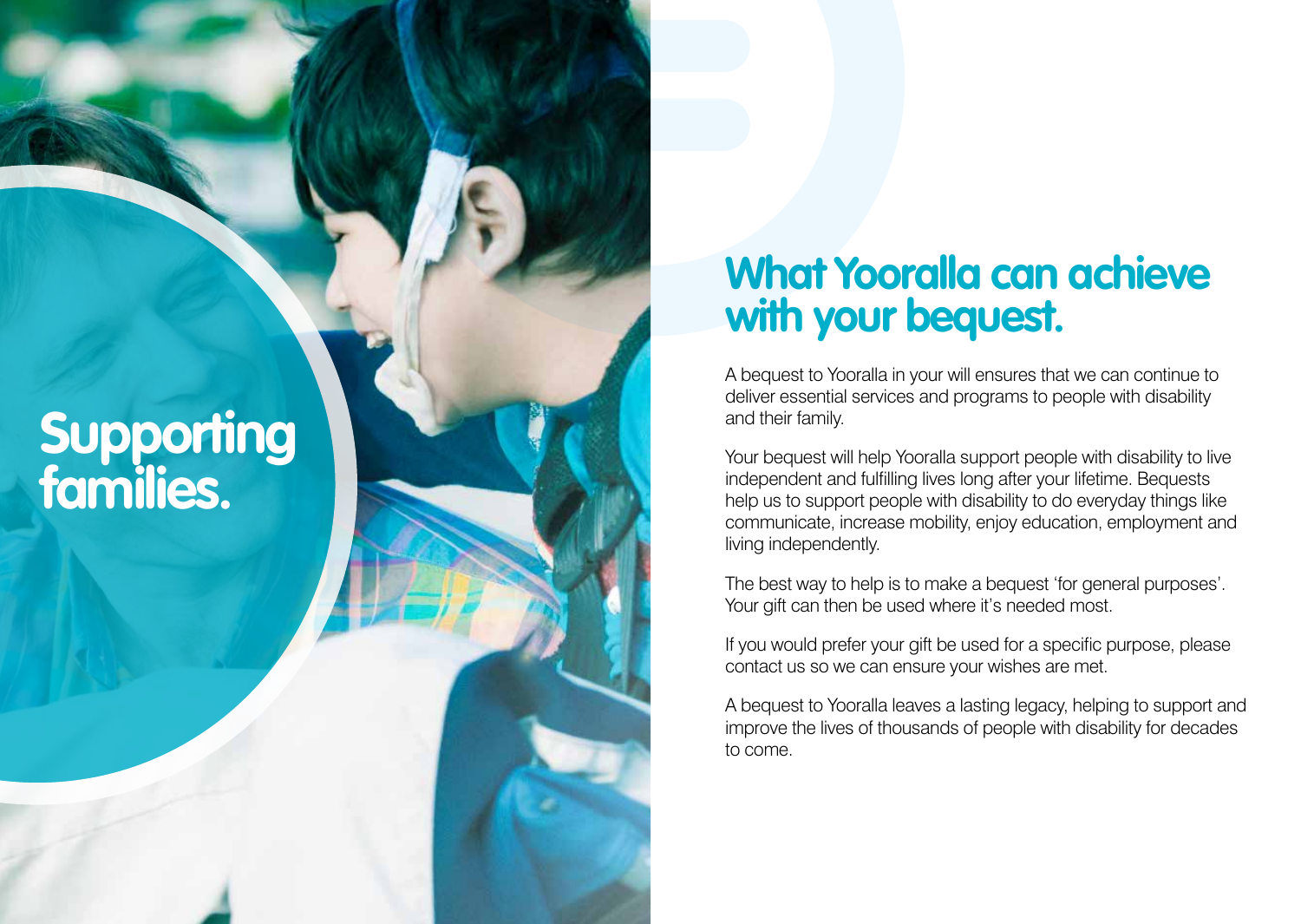# Supporting families.

## What Yooralla can achieve with your bequest.

A bequest to Yooralla in your will ensures that we can continue to deliver essential services and programs to people with disability and their family.

Your bequest will help Yooralla support people with disability to live independent and fulfilling lives long after your lifetime. Bequests help us to support people with disability to do everyday things like communicate, increase mobility, enjoy education, employment and living independently.

The best way to help is to make a bequest ‘for general purposes’. Your gift can then be used where it’s needed most.

If you would prefer your gift be used for a specific purpose, please contact us so we can ensure your wishes are met.

A bequest to Yooralla leaves a lasting legacy, helping to support and improve the lives of thousands of people with disability for decades to come.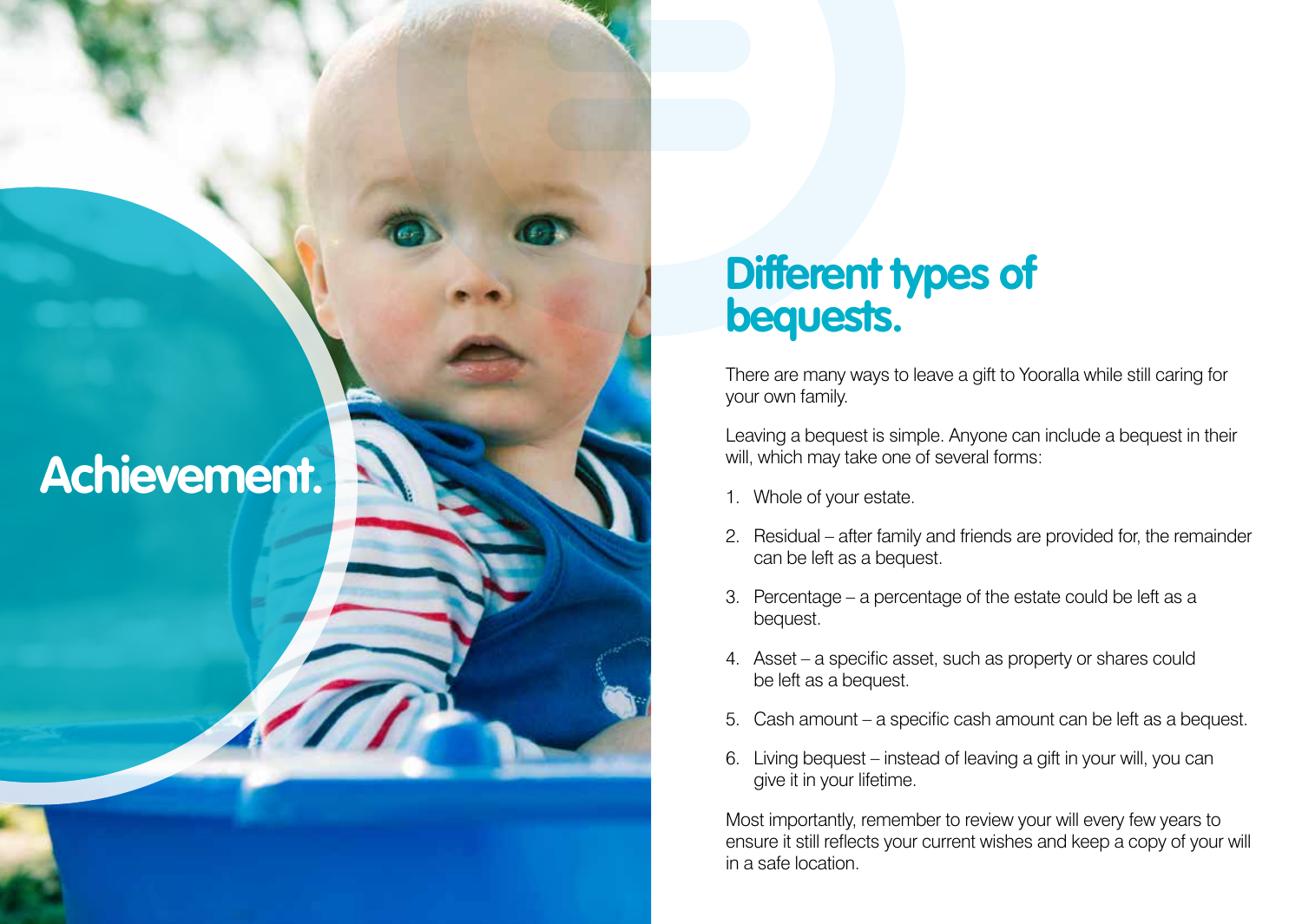# Achievement.

## Different types of bequests.

There are many ways to leave a gift to Yooralla while still caring for your own family.

Leaving a bequest is simple. Anyone can include a bequest in their will, which may take one of several forms:

1. Whole of your estate.
2. Residual – after family and friends are provided for, the remainder can be left as a bequest.
3. Percentage – a percentage of the estate could be left as a bequest.
4. Asset – a specific asset, such as property or shares could be left as a bequest.
5. Cash amount – a specific cash amount can be left as a bequest.
6. Living bequest – instead of leaving a gift in your will, you can give it in your lifetime.

Most importantly, remember to review your will every few years to ensure it still reflects your current wishes and keep a copy of your will in a safe location.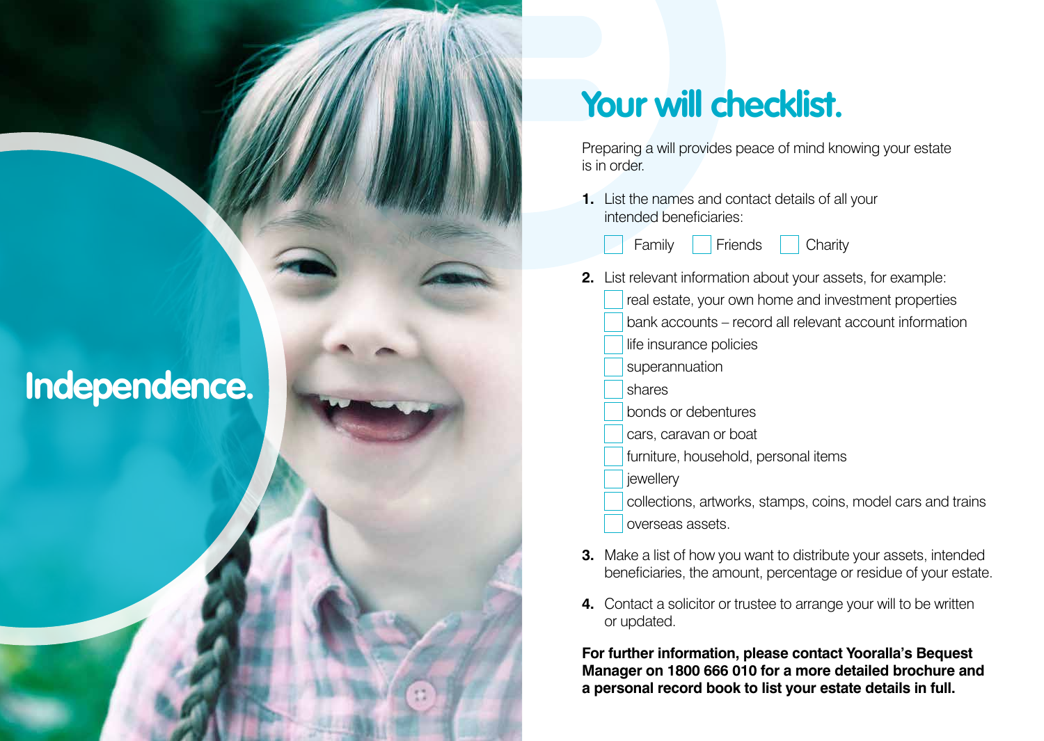Independence.

# Your will checklist.

Preparing a will provides peace of mind knowing your estate is in order.

1. List the names and contact details of all your intended beneficiaries:

   - [ ] Family
   - [ ] Friends
   - [ ] Charity

2. List relevant information about your assets, for example:

   - [ ] real estate, your own home and investment properties
   - [ ] bank accounts – record all relevant account information
   - [ ] life insurance policies
   - [ ] superannuation
   - [ ] shares
   - [ ] bonds or debentures
   - [ ] cars, caravan or boat
   - [ ] furniture, household, personal items
   - [ ] jewellery
   - [ ] collections, artworks, stamps, coins, model cars and trains
   - [ ] overseas assets.

3. Make a list of how you want to distribute your assets, intended beneficiaries, the amount, percentage or residue of your estate.

4. Contact a solicitor or trustee to arrange your will to be written or updated.

**For further information, please contact Yooralla's Bequest Manager on 1800 666 010 for a more detailed brochure and a personal record book to list your estate details in full.**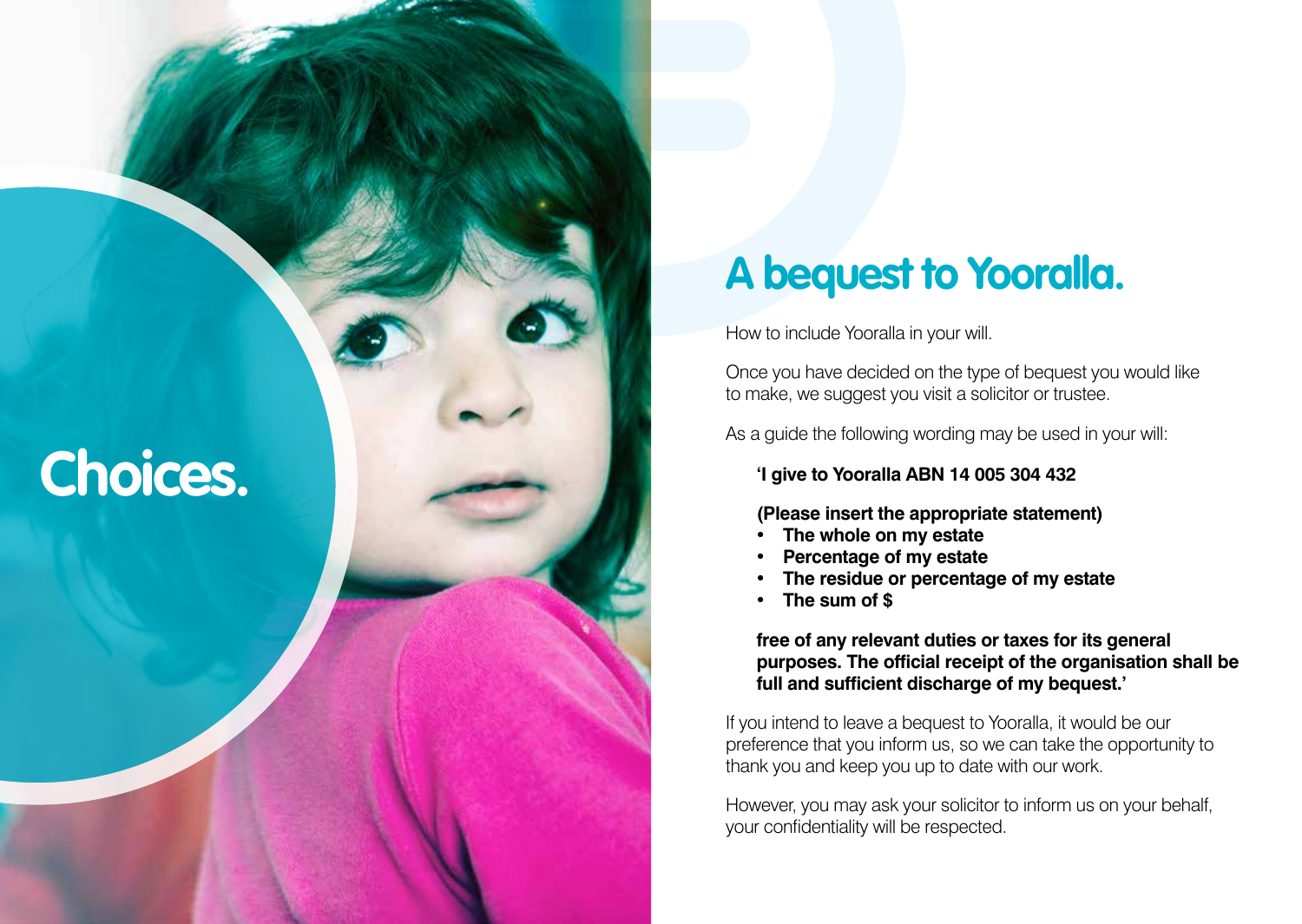# Choices.

## A bequest to Yooralla.

How to include Yooralla in your will.

Once you have decided on the type of bequest you would like to make, we suggest you visit a solicitor or trustee.

As a guide the following wording may be used in your will:

> **'I give to Yooralla ABN 14 005 304 432**
>
> **(Please insert the appropriate statement)**
>
> - **The whole on my estate**
> - **Percentage of my estate**
> - **The residue or percentage of my estate**
> - **The sum of $**
>
> **free of any relevant duties or taxes for its general purposes. The official receipt of the organisation shall be full and sufficient discharge of my bequest.'**

If you intend to leave a bequest to Yooralla, it would be our preference that you inform us, so we can take the opportunity to thank you and keep you up to date with our work.

However, you may ask your solicitor to inform us on your behalf, your confidentiality will be respected.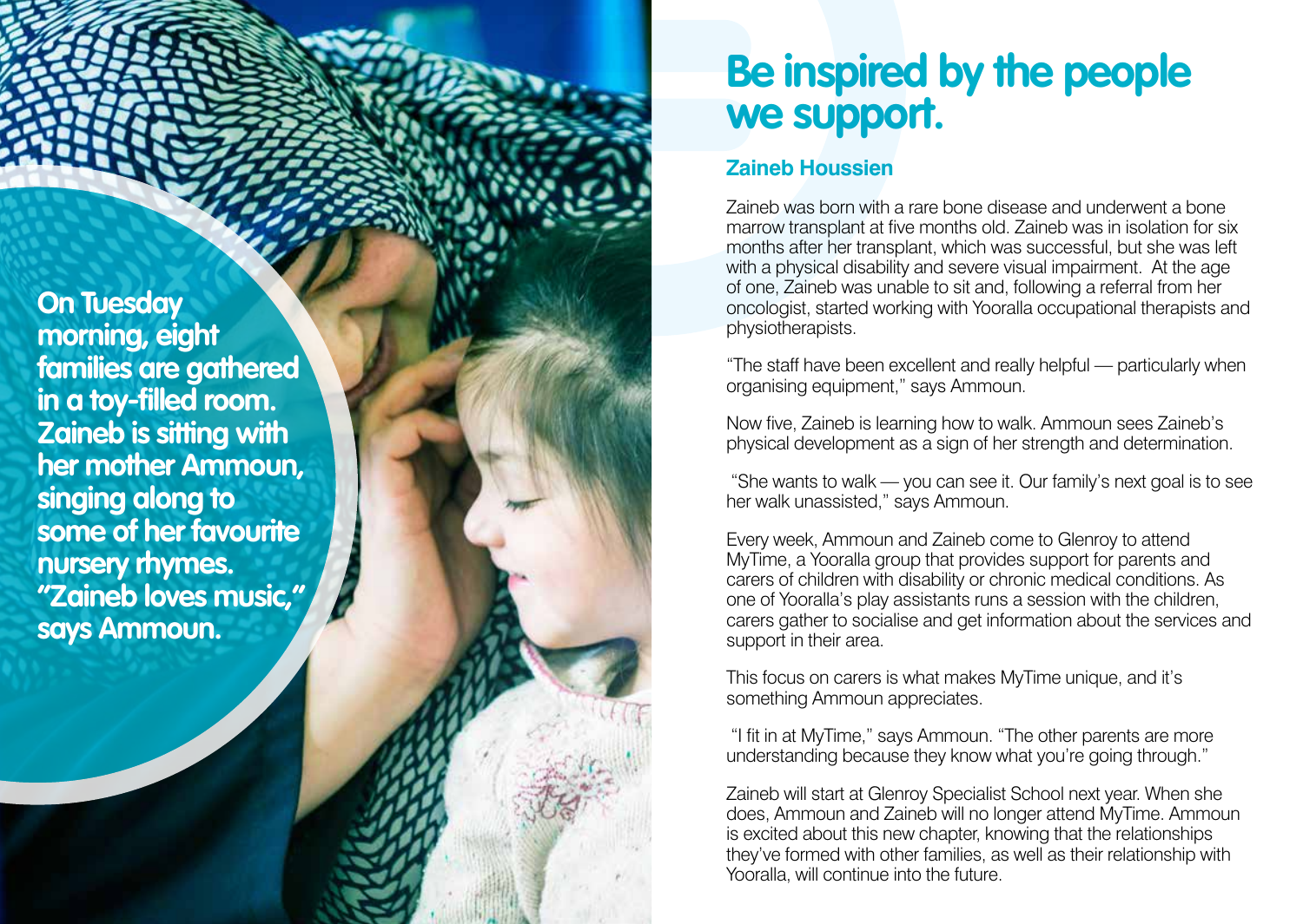On Tuesday morning, eight families are gathered in a toy-filled room. Zaineb is sitting with her mother Ammoun, singing along to some of her favourite nursery rhymes. "Zaineb loves music," says Ammoun.

# Be inspired by the people we support.

## Zaineb Houssien

Zaineb was born with a rare bone disease and underwent a bone marrow transplant at five months old. Zaineb was in isolation for six months after her transplant, which was successful, but she was left with a physical disability and severe visual impairment. At the age of one, Zaineb was unable to sit and, following a referral from her oncologist, started working with Yooralla occupational therapists and physiotherapists.

"The staff have been excellent and really helpful — particularly when organising equipment," says Ammoun.

Now five, Zaineb is learning how to walk. Ammoun sees Zaineb's physical development as a sign of her strength and determination.

"She wants to walk — you can see it. Our family's next goal is to see her walk unassisted," says Ammoun.

Every week, Ammoun and Zaineb come to Glenroy to attend MyTime, a Yooralla group that provides support for parents and carers of children with disability or chronic medical conditions. As one of Yooralla's play assistants runs a session with the children, carers gather to socialise and get information about the services and support in their area.

This focus on carers is what makes MyTime unique, and it's something Ammoun appreciates.

"I fit in at MyTime," says Ammoun. "The other parents are more understanding because they know what you're going through."

Zaineb will start at Glenroy Specialist School next year. When she does, Ammoun and Zaineb will no longer attend MyTime. Ammoun is excited about this new chapter, knowing that the relationships they've formed with other families, as well as their relationship with Yooralla, will continue into the future.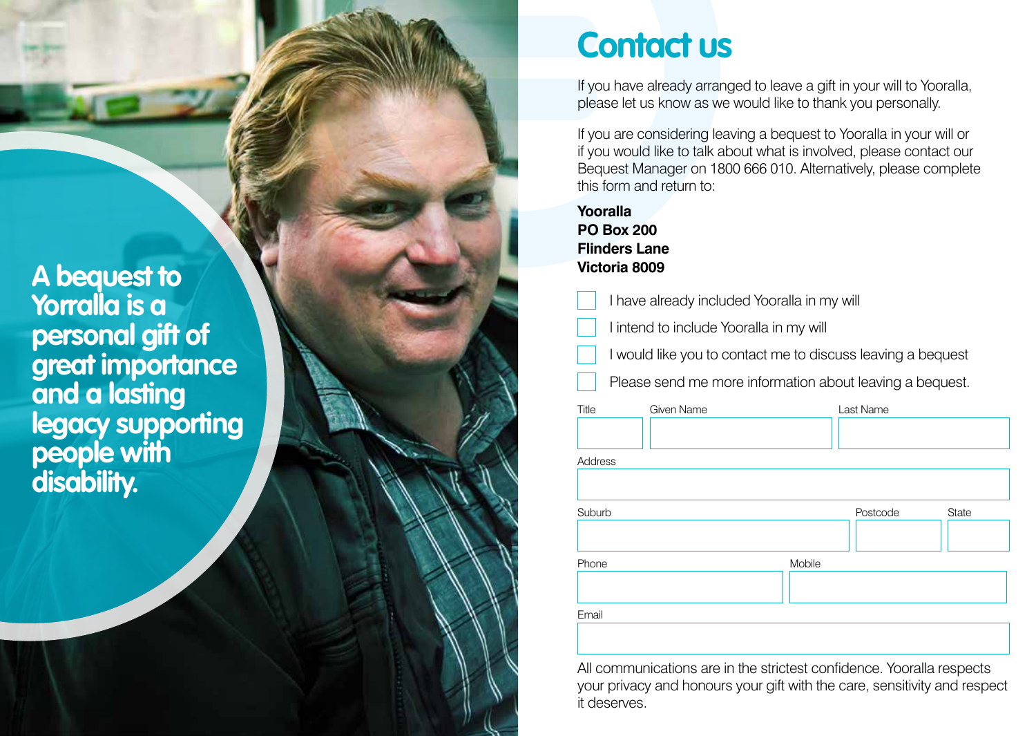A bequest to Yorralla is a personal gift of great importance and a lasting legacy supporting people with disability.

# Contact us

If you have already arranged to leave a gift in your will to Yooralla, please let us know as we would like to thank you personally.

If you are considering leaving a bequest to Yooralla in your will or if you would like to talk about what is involved, please contact our Bequest Manager on 1800 666 010. Alternatively, please complete this form and return to:

**Yooralla**
**PO Box 200**
**Flinders Lane**
**Victoria 8009**

- [ ] I have already included Yooralla in my will
- [ ] I intend to include Yooralla in my will
- [ ] I would like you to contact me to discuss leaving a bequest
- [ ] Please send me more information about leaving a bequest.

| Title | Given Name | Last Name |
|---|---|---|
| | | |

| Address |
|---|
| |

| Suburb | Postcode | State |
|---|---|---|
| | | |

| Phone | Mobile |
|---|---|
| | |

| Email |
|---|
| |

All communications are in the strictest confidence. Yooralla respects your privacy and honours your gift with the care, sensitivity and respect it deserves.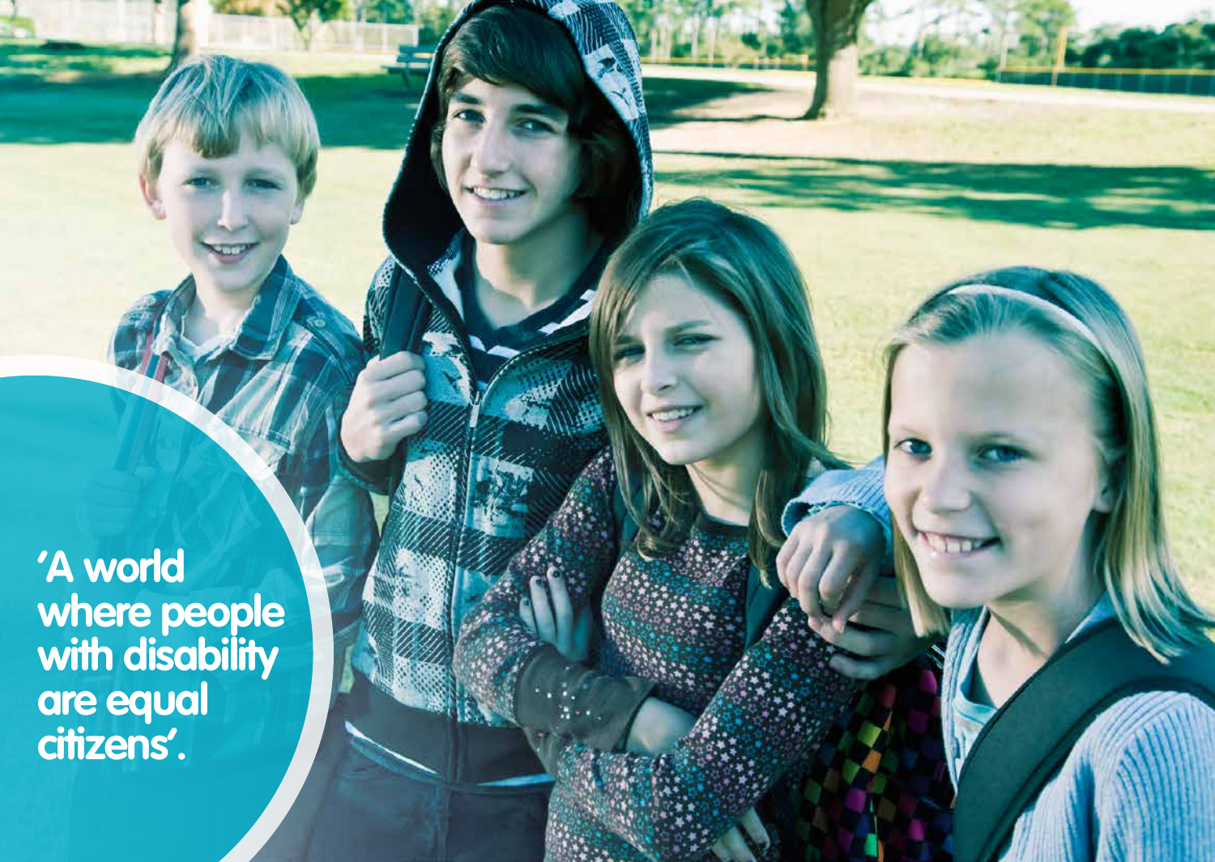'A world where people with disability are equal citizens'.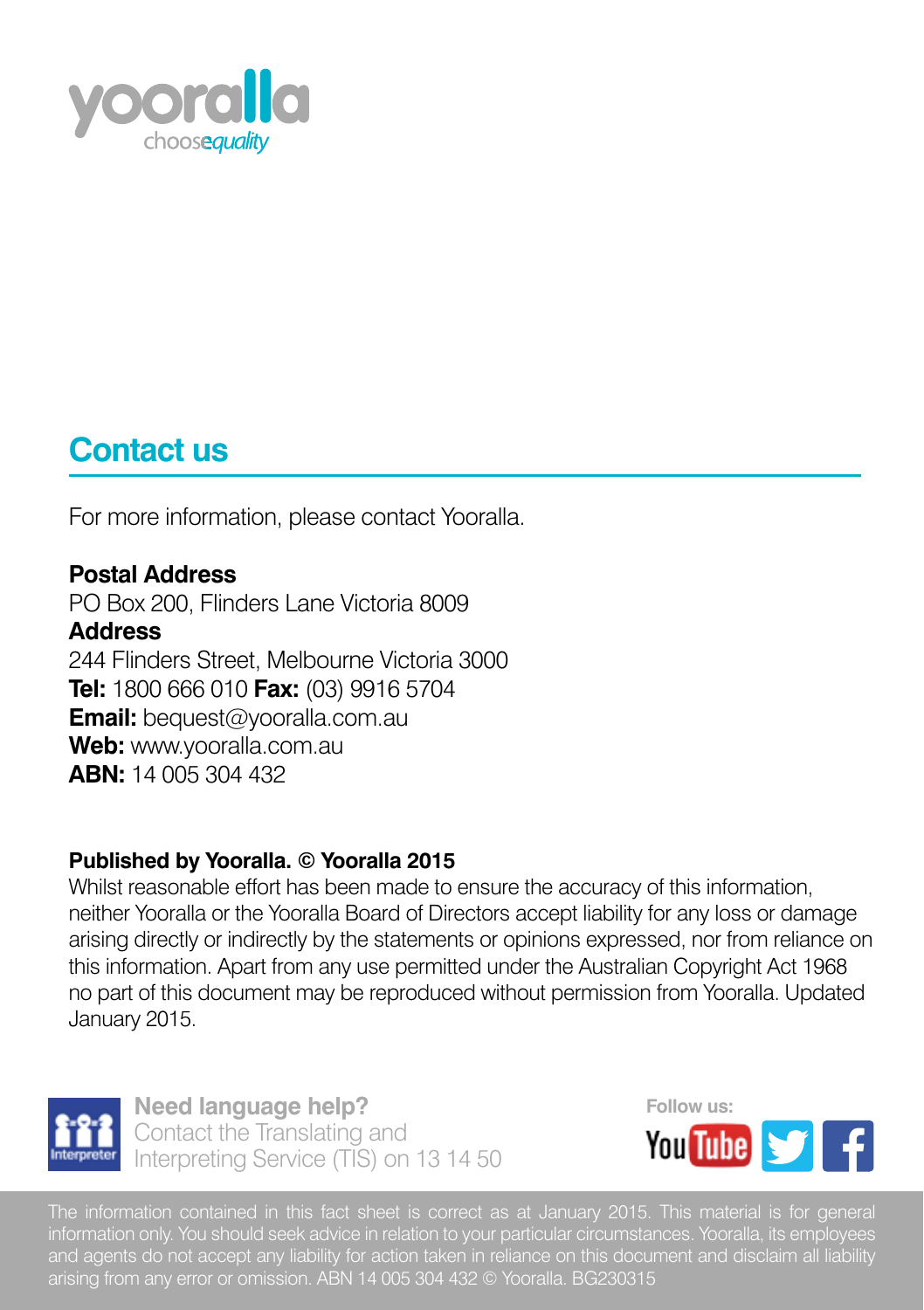yooralla
chooseequality

## Contact us

For more information, please contact Yooralla.

**Postal Address**
PO Box 200, Flinders Lane Victoria 8009
**Address**
244 Flinders Street, Melbourne Victoria 3000
**Tel:** 1800 666 010 **Fax:** (03) 9916 5704
**Email:** bequest@yooralla.com.au
**Web:** www.yooralla.com.au
**ABN:** 14 005 304 432

**Published by Yooralla. © Yooralla 2015**
Whilst reasonable effort has been made to ensure the accuracy of this information, neither Yooralla or the Yooralla Board of Directors accept liability for any loss or damage arising directly or indirectly by the statements or opinions expressed, nor from reliance on this information. Apart from any use permitted under the Australian Copyright Act 1968 no part of this document may be reproduced without permission from Yooralla. Updated January 2015.

**Need language help?**
Contact the Translating and Interpreting Service (TIS) on 13 14 50

**Follow us:**

The information contained in this fact sheet is correct as at January 2015. This material is for general information only. You should seek advice in relation to your particular circumstances. Yooralla, its employees and agents do not accept any liability for action taken in reliance on this document and disclaim all liability arising from any error or omission. ABN 14 005 304 432 © Yooralla. BG230315